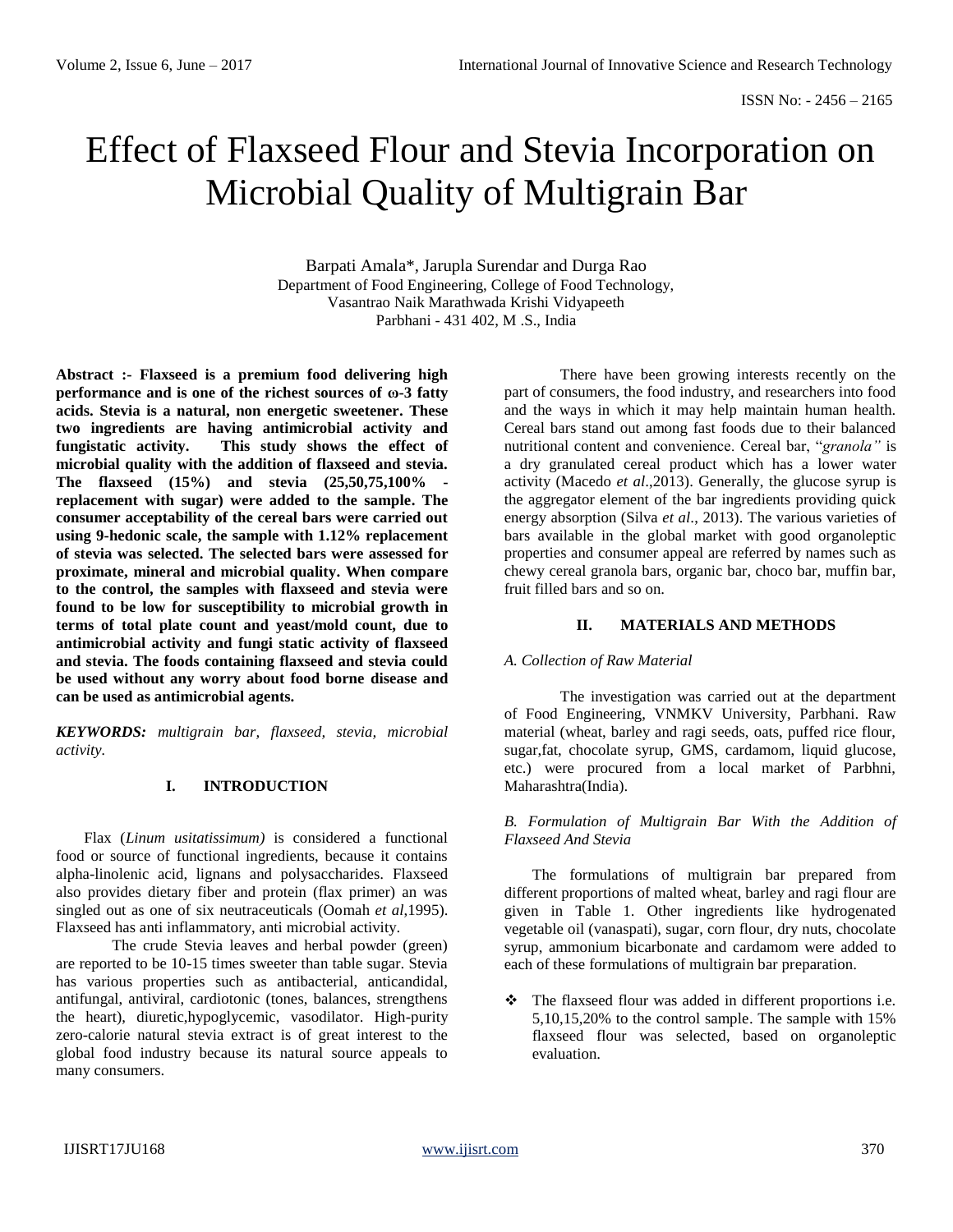# Effect of Flaxseed Flour and Stevia Incorporation on Microbial Quality of Multigrain Bar

Barpati Amala*, Jarupla Surendar and Durga Rao

Department of Food Engineering, College of Food Technology,
Vasantrao Naik Marathwada Krishi Vidyapeeth
Parbhani - 431 402, M .S., India

**Abstract :- Flaxseed is a premium food delivering high performance and is one of the richest sources of ω-3 fatty acids. Stevia is a natural, non energetic sweetener. These two ingredients are having antimicrobial activity and fungistatic activity. This study shows the effect of microbial quality with the addition of flaxseed and stevia. The flaxseed (15%) and stevia (25,50,75,100% - replacement with sugar) were added to the sample. The consumer acceptability of the cereal bars were carried out using 9-hedonic scale, the sample with 1.12% replacement of stevia was selected. The selected bars were assessed for proximate, mineral and microbial quality. When compare to the control, the samples with flaxseed and stevia were found to be low for susceptibility to microbial growth in terms of total plate count and yeast/mold count, due to antimicrobial activity and fungi static activity of flaxseed and stevia. The foods containing flaxseed and stevia could be used without any worry about food borne disease and can be used as antimicrobial agents.**

***KEYWORDS:*** *multigrain bar, flaxseed, stevia, microbial activity.*

## I. INTRODUCTION

Flax (*Linum usitatissimum)* is considered a functional food or source of functional ingredients, because it contains alpha-linolenic acid, lignans and polysaccharides. Flaxseed also provides dietary fiber and protein (flax primer) an was singled out as one of six neutraceuticals (Oomah *et al*,1995). Flaxseed has anti inflammatory, anti microbial activity.

The crude Stevia leaves and herbal powder (green) are reported to be 10-15 times sweeter than table sugar. Stevia has various properties such as antibacterial, anticandidal, antifungal, antiviral, cardiotonic (tones, balances, strengthens the heart), diuretic,hypoglycemic, vasodilator. High-purity zero-calorie natural stevia extract is of great interest to the global food industry because its natural source appeals to many consumers.

There have been growing interests recently on the part of consumers, the food industry, and researchers into food and the ways in which it may help maintain human health. Cereal bars stand out among fast foods due to their balanced nutritional content and convenience. Cereal bar, "*granola"* is a dry granulated cereal product which has a lower water activity (Macedo *et al*.,2013). Generally, the glucose syrup is the aggregator element of the bar ingredients providing quick energy absorption (Silva *et al*., 2013). The various varieties of bars available in the global market with good organoleptic properties and consumer appeal are referred by names such as chewy cereal granola bars, organic bar, choco bar, muffin bar, fruit filled bars and so on.

## II. MATERIALS AND METHODS

### *A. Collection of Raw Material*

The investigation was carried out at the department of Food Engineering, VNMKV University, Parbhani. Raw material (wheat, barley and ragi seeds, oats, puffed rice flour, sugar,fat, chocolate syrup, GMS, cardamom, liquid glucose, etc.) were procured from a local market of Parbhni, Maharashtra(India).

### *B. Formulation of Multigrain Bar With the Addition of Flaxseed And Stevia*

The formulations of multigrain bar prepared from different proportions of malted wheat, barley and ragi flour are given in Table 1. Other ingredients like hydrogenated vegetable oil (vanaspati), sugar, corn flour, dry nuts, chocolate syrup, ammonium bicarbonate and cardamom were added to each of these formulations of multigrain bar preparation.

- The flaxseed flour was added in different proportions i.e. 5,10,15,20% to the control sample. The sample with 15% flaxseed flour was selected, based on organoleptic evaluation.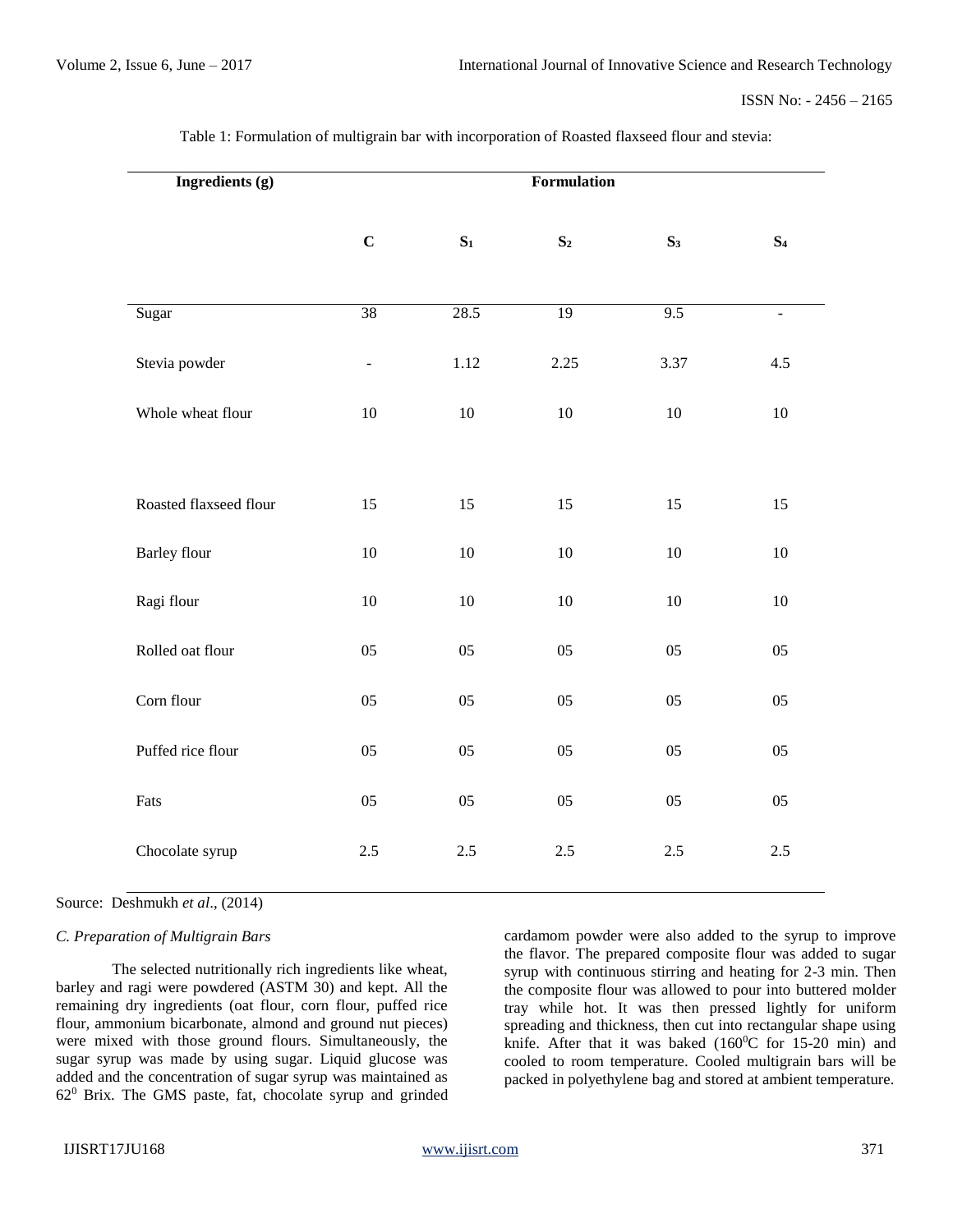Table 1: Formulation of multigrain bar with incorporation of Roasted flaxseed flour and stevia:

| Ingredients (g) | Formulation | | | | |
|---|---|---|---|---|---|
| | C | $S_1$ | $S_2$ | $S_3$ | $S_4$ |
| Sugar | 38 | 28.5 | 19 | 9.5 | - |
| Stevia powder | - | 1.12 | 2.25 | 3.37 | 4.5 |
| Whole wheat flour | 10 | 10 | 10 | 10 | 10 |
| Roasted flaxseed flour | 15 | 15 | 15 | 15 | 15 |
| Barley flour | 10 | 10 | 10 | 10 | 10 |
| Ragi flour | 10 | 10 | 10 | 10 | 10 |
| Rolled oat flour | 05 | 05 | 05 | 05 | 05 |
| Corn flour | 05 | 05 | 05 | 05 | 05 |
| Puffed rice flour | 05 | 05 | 05 | 05 | 05 |
| Fats | 05 | 05 | 05 | 05 | 05 |
| Chocolate syrup | 2.5 | 2.5 | 2.5 | 2.5 | 2.5 |

Source: Deshmukh *et al*., (2014)

*C. Preparation of Multigrain Bars*

The selected nutritionally rich ingredients like wheat, barley and ragi were powdered (ASTM 30) and kept. All the remaining dry ingredients (oat flour, corn flour, puffed rice flour, ammonium bicarbonate, almond and ground nut pieces) were mixed with those ground flours. Simultaneously, the sugar syrup was made by using sugar. Liquid glucose was added and the concentration of sugar syrup was maintained as $62^0$ Brix. The GMS paste, fat, chocolate syrup and grinded cardamom powder were also added to the syrup to improve the flavor. The prepared composite flour was added to sugar syrup with continuous stirring and heating for 2-3 min. Then the composite flour was allowed to pour into buttered molder tray while hot. It was then pressed lightly for uniform spreading and thickness, then cut into rectangular shape using knife. After that it was baked ($160^0$C for 15-20 min) and cooled to room temperature. Cooled multigrain bars will be packed in polyethylene bag and stored at ambient temperature.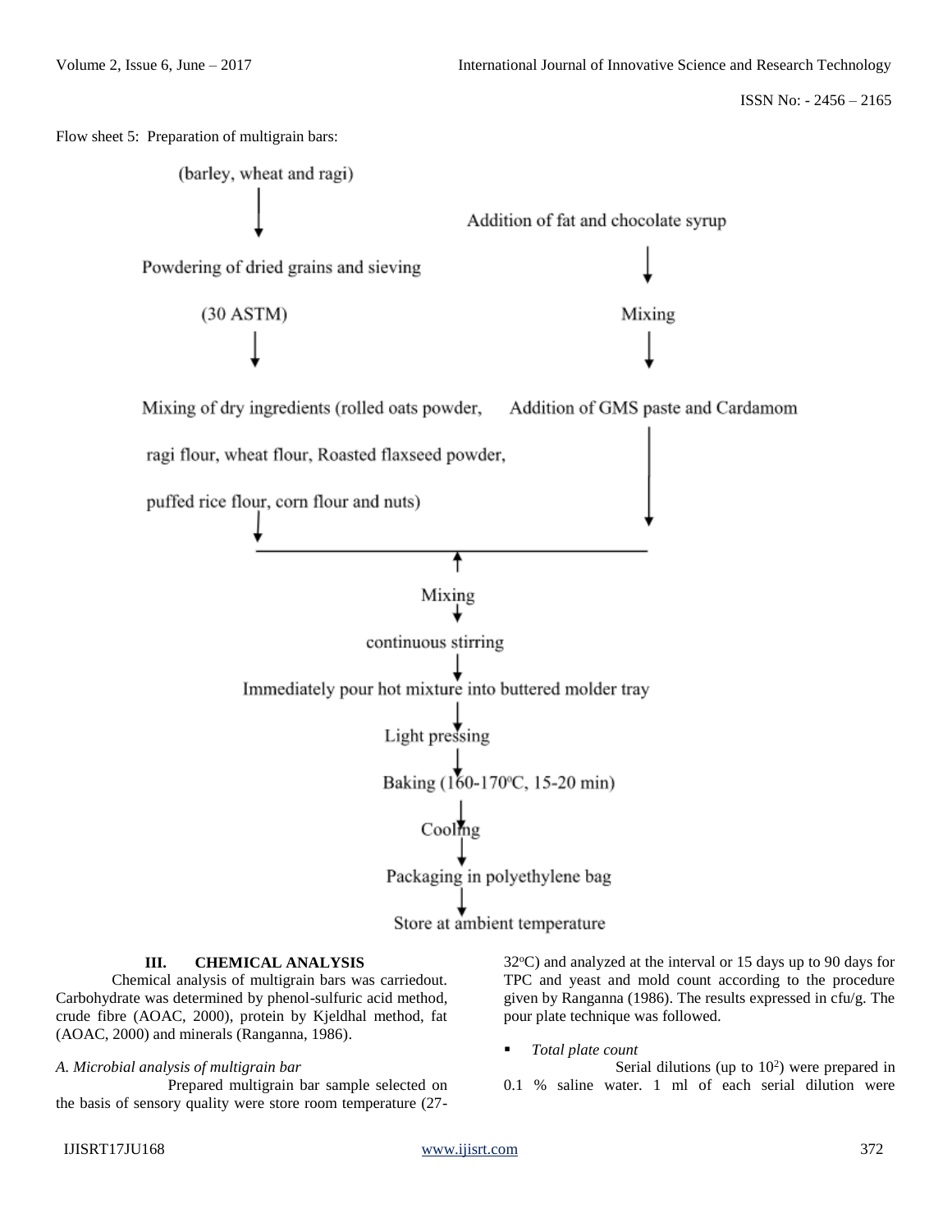Flow sheet 5: Preparation of multigrain bars:

(barley, wheat and ragi)

↓

Powdering of dried grains and sieving (30 ASTM)

↓

Mixing of dry ingredients (rolled oats powder, ragi flour, wheat flour, Roasted flaxseed powder, puffed rice flour, corn flour and nuts)

Addition of fat and chocolate syrup

↓

Mixing

↓

Addition of GMS paste and Cardamom

↓

Mixing

↓

continuous stirring

↓

Immediately pour hot mixture into buttered molder tray

↓

Light pressing

↓

Baking (160-170°C, 15-20 min)

↓

Cooling

↓

Packaging in polyethylene bag

↓

Store at ambient temperature

## III. CHEMICAL ANALYSIS

Chemical analysis of multigrain bars was carriedout. Carbohydrate was determined by phenol-sulfuric acid method, crude fibre (AOAC, 2000), protein by Kjeldhal method, fat (AOAC, 2000) and minerals (Ranganna, 1986).

### *A. Microbial analysis of multigrain bar*

Prepared multigrain bar sample selected on the basis of sensory quality were store room temperature (27-32°C) and analyzed at the interval or 15 days up to 90 days for TPC and yeast and mold count according to the procedure given by Ranganna (1986). The results expressed in cfu/g. The pour plate technique was followed.

- *Total plate count*

Serial dilutions (up to $10^2$) were prepared in 0.1 % saline water. 1 ml of each serial dilution were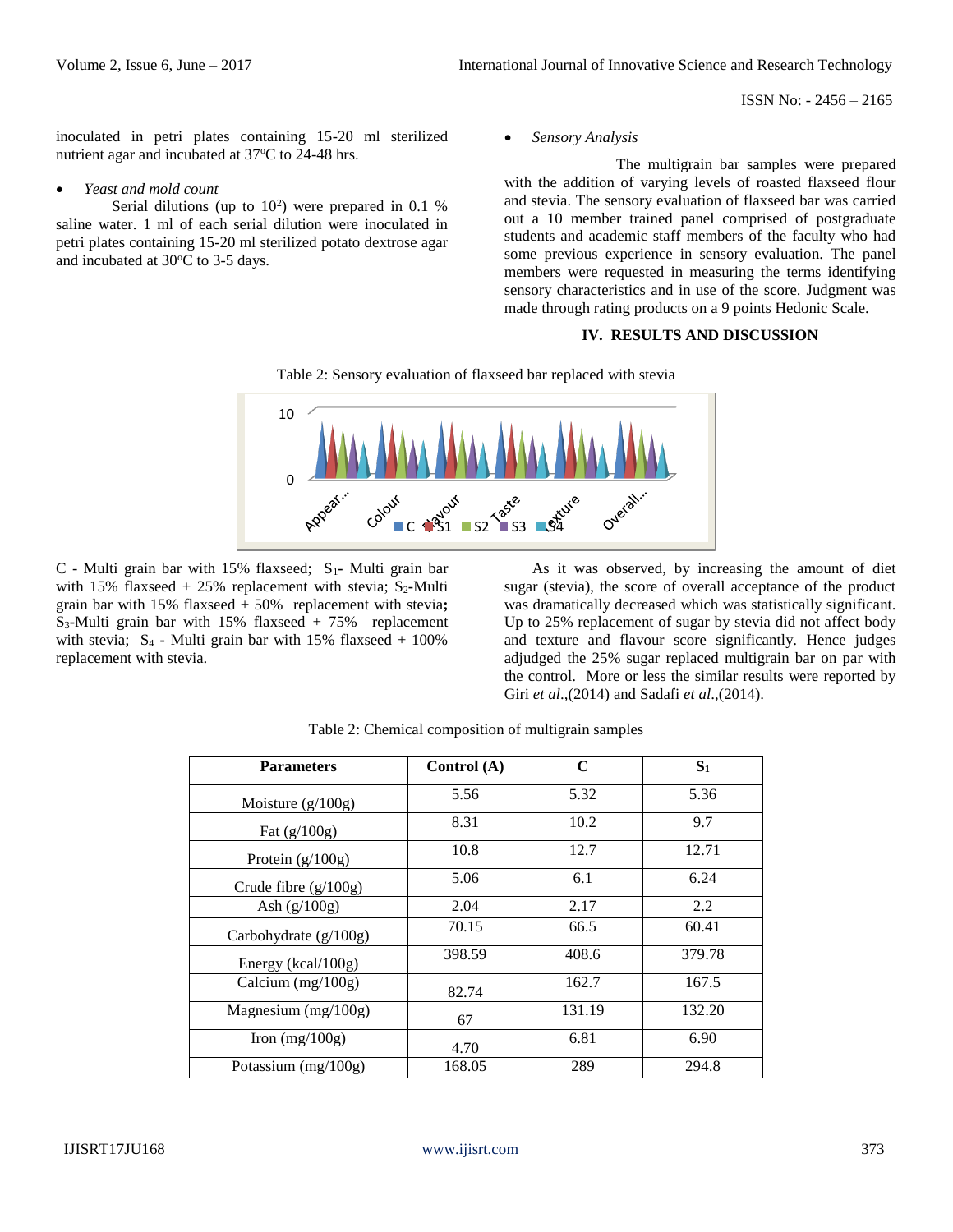inoculated in petri plates containing 15-20 ml sterilized nutrient agar and incubated at 37°C to 24-48 hrs.

- *Yeast and mold count*

Serial dilutions (up to $10^2$) were prepared in 0.1 % saline water. 1 ml of each serial dilution were inoculated in petri plates containing 15-20 ml sterilized potato dextrose agar and incubated at 30°C to 3-5 days.

- *Sensory Analysis*

The multigrain bar samples were prepared with the addition of varying levels of roasted flaxseed flour and stevia. The sensory evaluation of flaxseed bar was carried out a 10 member trained panel comprised of postgraduate students and academic staff members of the faculty who had some previous experience in sensory evaluation. The panel members were requested in measuring the terms identifying sensory characteristics and in use of the score. Judgment was made through rating products on a 9 points Hedonic Scale.

## IV. RESULTS AND DISCUSSION

Table 2: Sensory evaluation of flaxseed bar replaced with stevia

C - Multi grain bar with 15% flaxseed; $S_1$- Multi grain bar with 15% flaxseed + 25% replacement with stevia; $S_2$-Multi grain bar with 15% flaxseed + 50% replacement with stevia**;** $S_3$-Multi grain bar with 15% flaxseed + 75% replacement with stevia; $S_4$ - Multi grain bar with 15% flaxseed + 100% replacement with stevia.

As it was observed, by increasing the amount of diet sugar (stevia), the score of overall acceptance of the product was dramatically decreased which was statistically significant. Up to 25% replacement of sugar by stevia did not affect body and texture and flavour score significantly. Hence judges adjudged the 25% sugar replaced multigrain bar on par with the control. More or less the similar results were reported by Giri *et al*.,(2014) and Sadafi *et al*.,(2014).

Table 2: Chemical composition of multigrain samples

| Parameters | Control (A) | C | $S_1$ |
|---|---|---|---|
| Moisture (g/100g) | 5.56 | 5.32 | 5.36 |
| Fat (g/100g) | 8.31 | 10.2 | 9.7 |
| Protein (g/100g) | 10.8 | 12.7 | 12.71 |
| Crude fibre (g/100g) | 5.06 | 6.1 | 6.24 |
| Ash (g/100g) | 2.04 | 2.17 | 2.2 |
| Carbohydrate (g/100g) | 70.15 | 66.5 | 60.41 |
| Energy (kcal/100g) | 398.59 | 408.6 | 379.78 |
| Calcium (mg/100g) | 82.74 | 162.7 | 167.5 |
| Magnesium (mg/100g) | 67 | 131.19 | 132.20 |
| Iron (mg/100g) | 4.70 | 6.81 | 6.90 |
| Potassium (mg/100g) | 168.05 | 289 | 294.8 |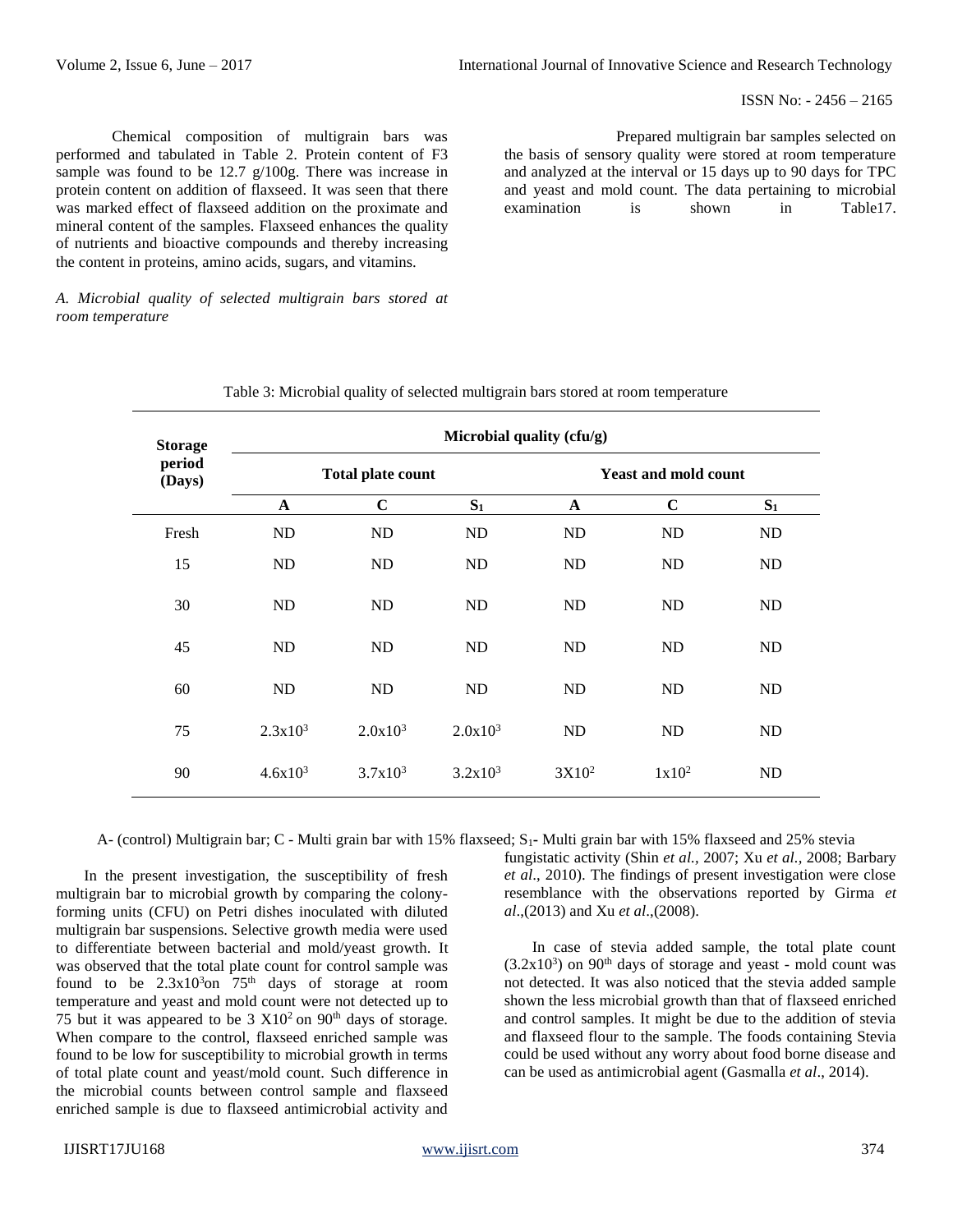Chemical composition of multigrain bars was performed and tabulated in Table 2. Protein content of F3 sample was found to be 12.7 g/100g. There was increase in protein content on addition of flaxseed. It was seen that there was marked effect of flaxseed addition on the proximate and mineral content of the samples. Flaxseed enhances the quality of nutrients and bioactive compounds and thereby increasing the content in proteins, amino acids, sugars, and vitamins.

*A. Microbial quality of selected multigrain bars stored at room temperature*

Prepared multigrain bar samples selected on the basis of sensory quality were stored at room temperature and analyzed at the interval or 15 days up to 90 days for TPC and yeast and mold count. The data pertaining to microbial examination is shown in Table17.

Table 3: Microbial quality of selected multigrain bars stored at room temperature

| Storage period (Days) | Microbial quality (cfu/g) | | | | | |
|---|---|---|---|---|---|---|
| | Total plate count | | | Yeast and mold count | | |
| | A | C | $S_1$ | A | C | $S_1$ |
| Fresh | ND | ND | ND | ND | ND | ND |
| 15 | ND | ND | ND | ND | ND | ND |
| 30 | ND | ND | ND | ND | ND | ND |
| 45 | ND | ND | ND | ND | ND | ND |
| 60 | ND | ND | ND | ND | ND | ND |
| 75 | $2.3x10^3$ | $2.0x10^3$ | $2.0x10^3$ | ND | ND | ND |
| 90 | $4.6x10^3$ | $3.7x10^3$ | $3.2x10^3$ | $3X10^2$ | $1x10^2$ | ND |

A- (control) Multigrain bar; C - Multi grain bar with 15% flaxseed; $S_1$- Multi grain bar with 15% flaxseed and 25% stevia

In the present investigation, the susceptibility of fresh multigrain bar to microbial growth by comparing the colony-forming units (CFU) on Petri dishes inoculated with diluted multigrain bar suspensions. Selective growth media were used to differentiate between bacterial and mold/yeast growth. It was observed that the total plate count for control sample was found to be $2.3x10^3$on 75[th] days of storage at room temperature and yeast and mold count were not detected up to 75 but it was appeared to be 3 $X10^2$ on 90[th] days of storage. When compare to the control, flaxseed enriched sample was found to be low for susceptibility to microbial growth in terms of total plate count and yeast/mold count. Such difference in the microbial counts between control sample and flaxseed enriched sample is due to flaxseed antimicrobial activity and fungistatic activity (Shin *et al.,* 2007; Xu *et al.,* 2008; Barbary *et al*., 2010). The findings of present investigation were close resemblance with the observations reported by Girma *et al*.,(2013) and Xu *et al*.,(2008).

In case of stevia added sample, the total plate count ($3.2x10^3$) on 90[th] days of storage and yeast - mold count was not detected. It was also noticed that the stevia added sample shown the less microbial growth than that of flaxseed enriched and control samples. It might be due to the addition of stevia and flaxseed flour to the sample. The foods containing Stevia could be used without any worry about food borne disease and can be used as antimicrobial agent (Gasmalla *et al*., 2014).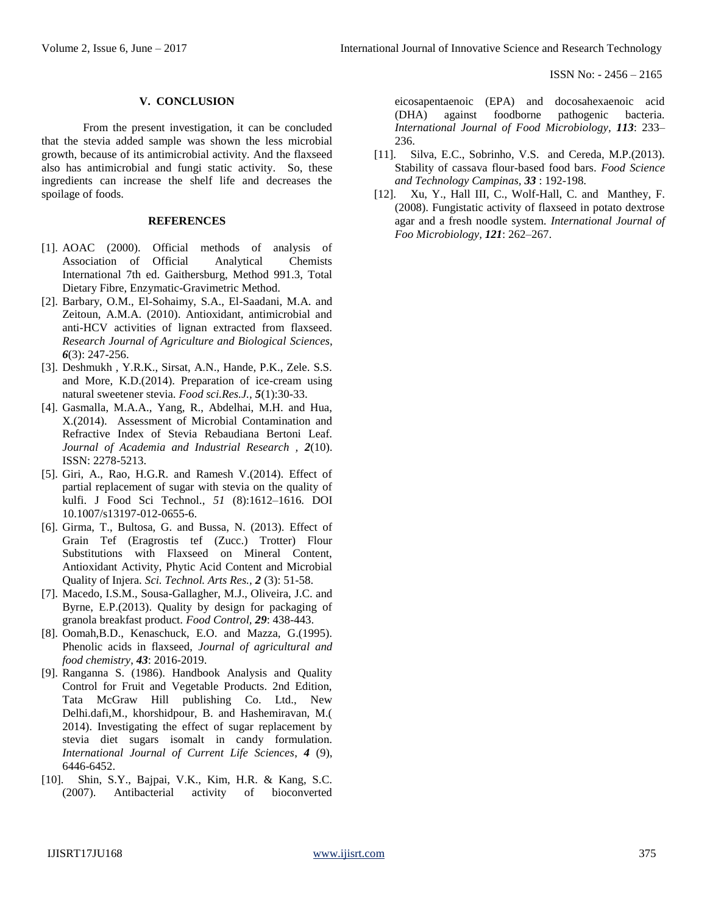## V. CONCLUSION

From the present investigation, it can be concluded that the stevia added sample was shown the less microbial growth, because of its antimicrobial activity. And the flaxseed also has antimicrobial and fungi static activity. So, these ingredients can increase the shelf life and decreases the spoilage of foods.

## REFERENCES

[1]. AOAC (2000). Official methods of analysis of Association of Official Analytical Chemists International 7th ed. Gaithersburg, Method 991.3, Total Dietary Fibre, Enzymatic-Gravimetric Method.

[2]. Barbary, O.M., El-Sohaimy, S.A., El-Saadani, M.A. and Zeitoun, A.M.A. (2010). Antioxidant, antimicrobial and anti-HCV activities of lignan extracted from flaxseed. *Research Journal of Agriculture and Biological Sciences*, ***6***(3): 247-256.

[3]. Deshmukh , Y.R.K., Sirsat, A.N., Hande, P.K., Zele. S.S. and More, K.D.(2014). Preparation of ice-cream using natural sweetener stevia. *Food sci.Res.J., **5***(1):30-33.

[4]. Gasmalla, M.A.A., Yang, R., Abdelhai, M.H. and Hua, X.(2014). Assessment of Microbial Contamination and Refractive Index of Stevia Rebaudiana Bertoni Leaf. *Journal of Academia and Industrial Research* , ***2***(10). ISSN: 2278-5213.

[5]. Giri, A., Rao, H.G.R. and Ramesh V.(2014). Effect of partial replacement of sugar with stevia on the quality of kulfi. J Food Sci Technol., *51* (8):1612–1616. DOI 10.1007/s13197-012-0655-6.

[6]. Girma, T., Bultosa, G. and Bussa, N. (2013). Effect of Grain Tef (Eragrostis tef (Zucc.) Trotter) Flour Substitutions with Flaxseed on Mineral Content, Antioxidant Activity, Phytic Acid Content and Microbial Quality of Injera. *Sci. Technol. Arts Res., **2*** (3): 51-58.

[7]. Macedo, I.S.M., Sousa-Gallagher, M.J., Oliveira, J.C. and Byrne, E.P.(2013). Quality by design for packaging of granola breakfast product. *Food Control*, ***29***: 438-443.

[8]. Oomah,B.D., Kenaschuck, E.O. and Mazza, G.(1995). Phenolic acids in flaxseed, *Journal of agricultural and food chemistry*, ***43***: 2016-2019.

[9]. Ranganna S. (1986). Handbook Analysis and Quality Control for Fruit and Vegetable Products. 2nd Edition, Tata McGraw Hill publishing Co. Ltd., New Delhi.dafi,M., khorshidpour, B. and Hashemiravan, M.( 2014). Investigating the effect of sugar replacement by stevia diet sugars isomalt in candy formulation. *International Journal of Current Life Sciences*, ***4*** (9), 6446-6452.

[10]. Shin, S.Y., Bajpai, V.K., Kim, H.R. & Kang, S.C. (2007). Antibacterial activity of bioconverted eicosapentaenoic (EPA) and docosahexaenoic acid (DHA) against foodborne pathogenic bacteria. *International Journal of Food Microbiology*, ***113***: 233–236.

[11]. Silva, E.C., Sobrinho, V.S. and Cereda, M.P.(2013). Stability of cassava flour-based food bars. *Food Science and Technology Campinas*, ***33*** : 192-198.

[12]. Xu, Y., Hall III, C., Wolf-Hall, C. and Manthey, F. (2008). Fungistatic activity of flaxseed in potato dextrose agar and a fresh noodle system. *International Journal of Foo Microbiology*, ***121***: 262–267.